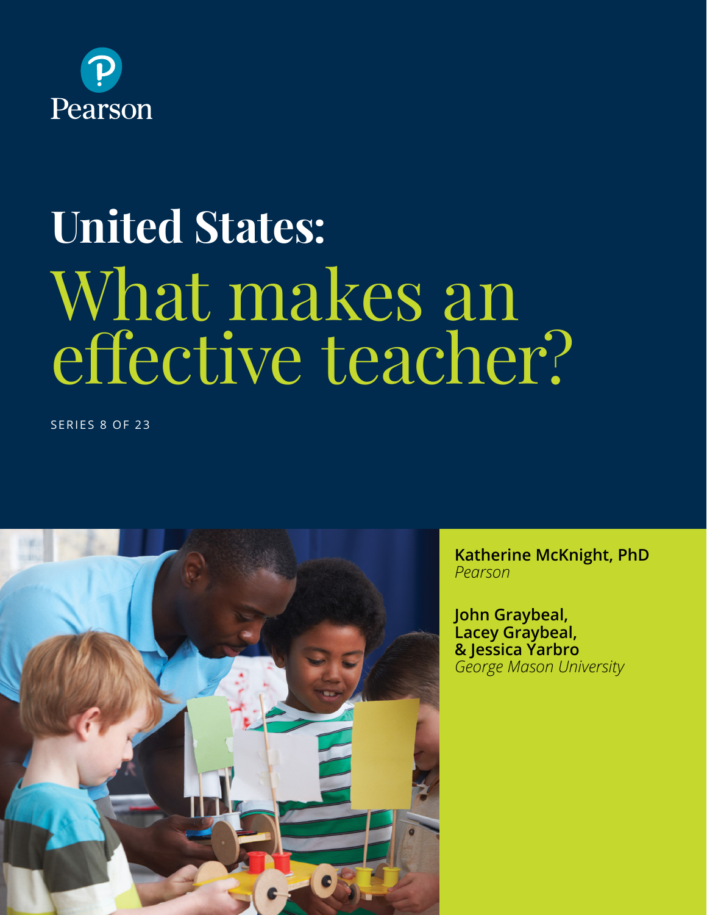Pearson

# United States: What makes an effective teacher?

SERIES 8 OF 23

**Katherine McKnight, PhD**
*Pearson*

**John Graybeal, Lacey Graybeal, & Jessica Yarbro**
*George Mason University*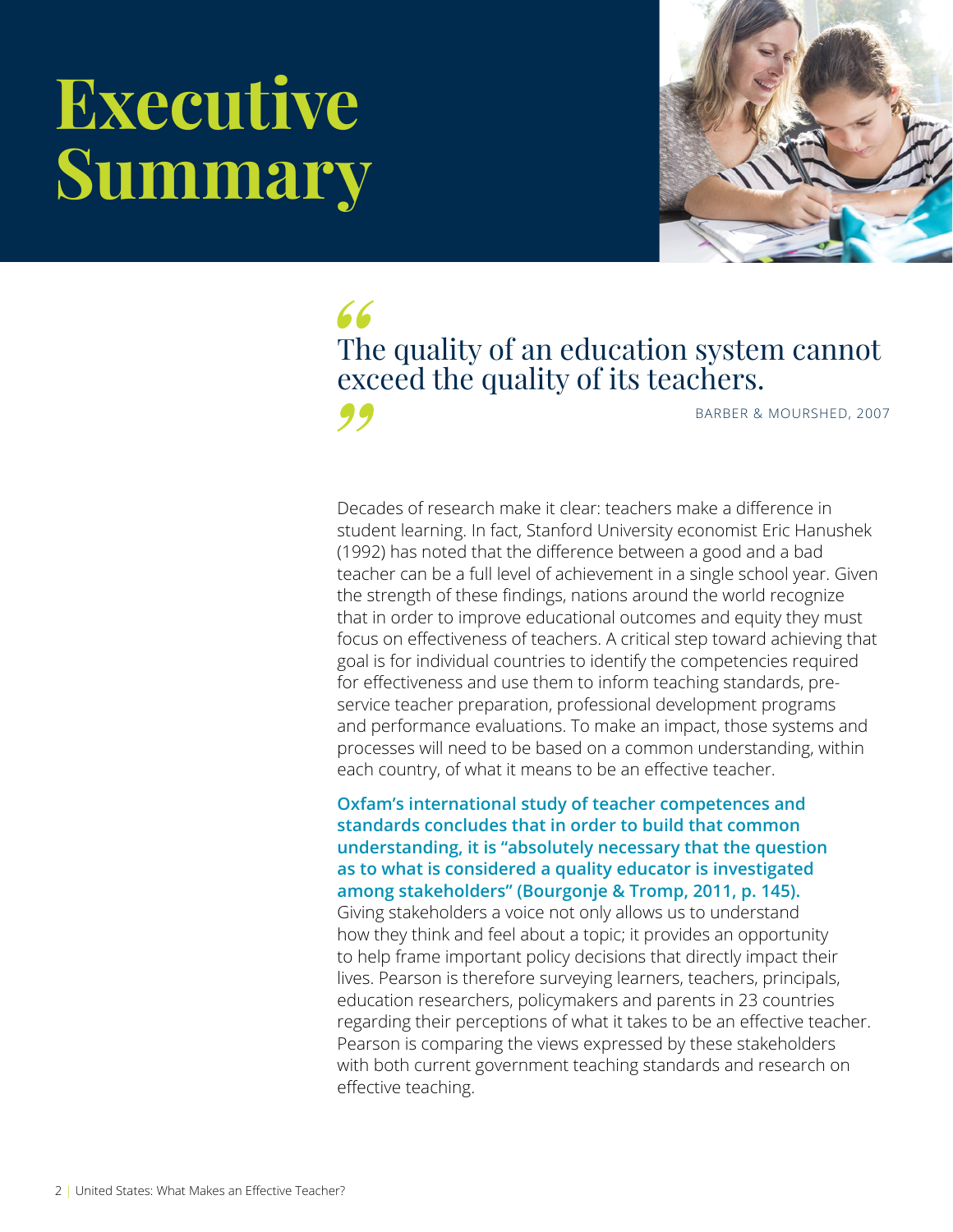# Executive Summary

> The quality of an education system cannot exceed the quality of its teachers.
>
> BARBER & MOURSHED, 2007

Decades of research make it clear: teachers make a difference in student learning. In fact, Stanford University economist Eric Hanushek (1992) has noted that the difference between a good and a bad teacher can be a full level of achievement in a single school year. Given the strength of these findings, nations around the world recognize that in order to improve educational outcomes and equity they must focus on effectiveness of teachers. A critical step toward achieving that goal is for individual countries to identify the competencies required for effectiveness and use them to inform teaching standards, pre-service teacher preparation, professional development programs and performance evaluations. To make an impact, those systems and processes will need to be based on a common understanding, within each country, of what it means to be an effective teacher.

**Oxfam's international study of teacher competences and standards concludes that in order to build that common understanding, it is "absolutely necessary that the question as to what is considered a quality educator is investigated among stakeholders" (Bourgonje & Tromp, 2011, p. 145).** Giving stakeholders a voice not only allows us to understand how they think and feel about a topic; it provides an opportunity to help frame important policy decisions that directly impact their lives. Pearson is therefore surveying learners, teachers, principals, education researchers, policymakers and parents in 23 countries regarding their perceptions of what it takes to be an effective teacher. Pearson is comparing the views expressed by these stakeholders with both current government teaching standards and research on effective teaching.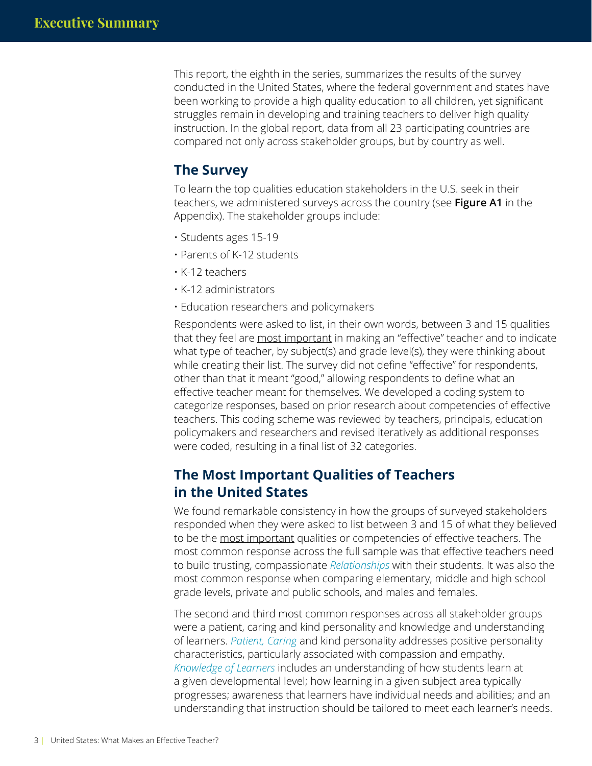# Executive Summary

This report, the eighth in the series, summarizes the results of the survey conducted in the United States, where the federal government and states have been working to provide a high quality education to all children, yet significant struggles remain in developing and training teachers to deliver high quality instruction. In the global report, data from all 23 participating countries are compared not only across stakeholder groups, but by country as well.

## The Survey

To learn the top qualities education stakeholders in the U.S. seek in their teachers, we administered surveys across the country (see **Figure A1** in the Appendix). The stakeholder groups include:

- Students ages 15-19
- Parents of K-12 students
- K-12 teachers
- K-12 administrators
- Education researchers and policymakers

Respondents were asked to list, in their own words, between 3 and 15 qualities that they feel are <u>most important</u> in making an "effective" teacher and to indicate what type of teacher, by subject(s) and grade level(s), they were thinking about while creating their list. The survey did not define "effective" for respondents, other than that it meant "good," allowing respondents to define what an effective teacher meant for themselves. We developed a coding system to categorize responses, based on prior research about competencies of effective teachers. This coding scheme was reviewed by teachers, principals, education policymakers and researchers and revised iteratively as additional responses were coded, resulting in a final list of 32 categories.

## The Most Important Qualities of Teachers in the United States

We found remarkable consistency in how the groups of surveyed stakeholders responded when they were asked to list between 3 and 15 of what they believed to be the <u>most important</u> qualities or competencies of effective teachers. The most common response across the full sample was that effective teachers need to build trusting, compassionate *Relationships* with their students. It was also the most common response when comparing elementary, middle and high school grade levels, private and public schools, and males and females.

The second and third most common responses across all stakeholder groups were a patient, caring and kind personality and knowledge and understanding of learners. *Patient, Caring* and kind personality addresses positive personality characteristics, particularly associated with compassion and empathy. *Knowledge of Learners* includes an understanding of how students learn at a given developmental level; how learning in a given subject area typically progresses; awareness that learners have individual needs and abilities; and an understanding that instruction should be tailored to meet each learner's needs.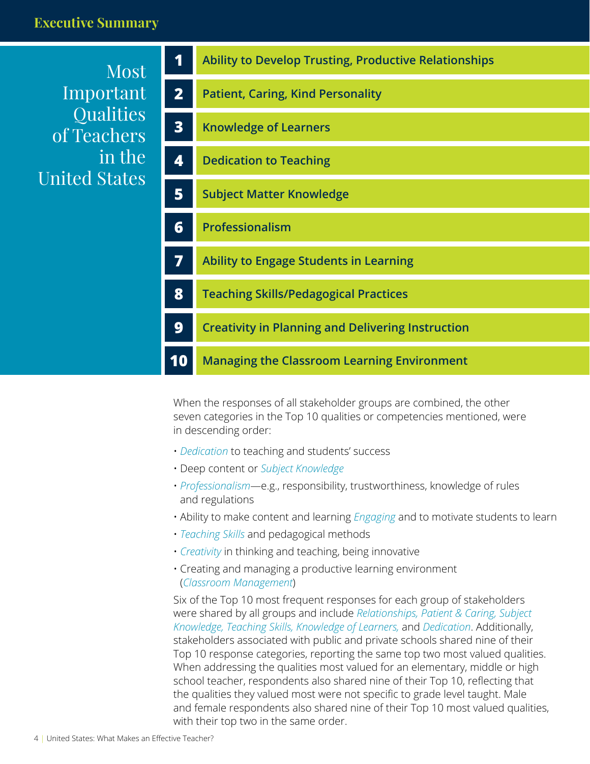## Executive Summary

### Most Important Qualities of Teachers in the United States

1. **Ability to Develop Trusting, Productive Relationships**
2. **Patient, Caring, Kind Personality**
3. **Knowledge of Learners**
4. **Dedication to Teaching**
5. **Subject Matter Knowledge**
6. **Professionalism**
7. **Ability to Engage Students in Learning**
8. **Teaching Skills/Pedagogical Practices**
9. **Creativity in Planning and Delivering Instruction**
10. **Managing the Classroom Learning Environment**

When the responses of all stakeholder groups are combined, the other seven categories in the Top 10 qualities or competencies mentioned, were in descending order:

- *Dedication* to teaching and students' success
- Deep content or *Subject Knowledge*
- *Professionalism*—e.g., responsibility, trustworthiness, knowledge of rules and regulations
- Ability to make content and learning *Engaging* and to motivate students to learn
- *Teaching Skills* and pedagogical methods
- *Creativity* in thinking and teaching, being innovative
- Creating and managing a productive learning environment (*Classroom Management*)

Six of the Top 10 most frequent responses for each group of stakeholders were shared by all groups and include *Relationships, Patient & Caring, Subject Knowledge, Teaching Skills, Knowledge of Learners,* and *Dedication*. Additionally, stakeholders associated with public and private schools shared nine of their Top 10 response categories, reporting the same top two most valued qualities. When addressing the qualities most valued for an elementary, middle or high school teacher, respondents also shared nine of their Top 10, reflecting that the qualities they valued most were not specific to grade level taught. Male and female respondents also shared nine of their Top 10 most valued qualities, with their top two in the same order.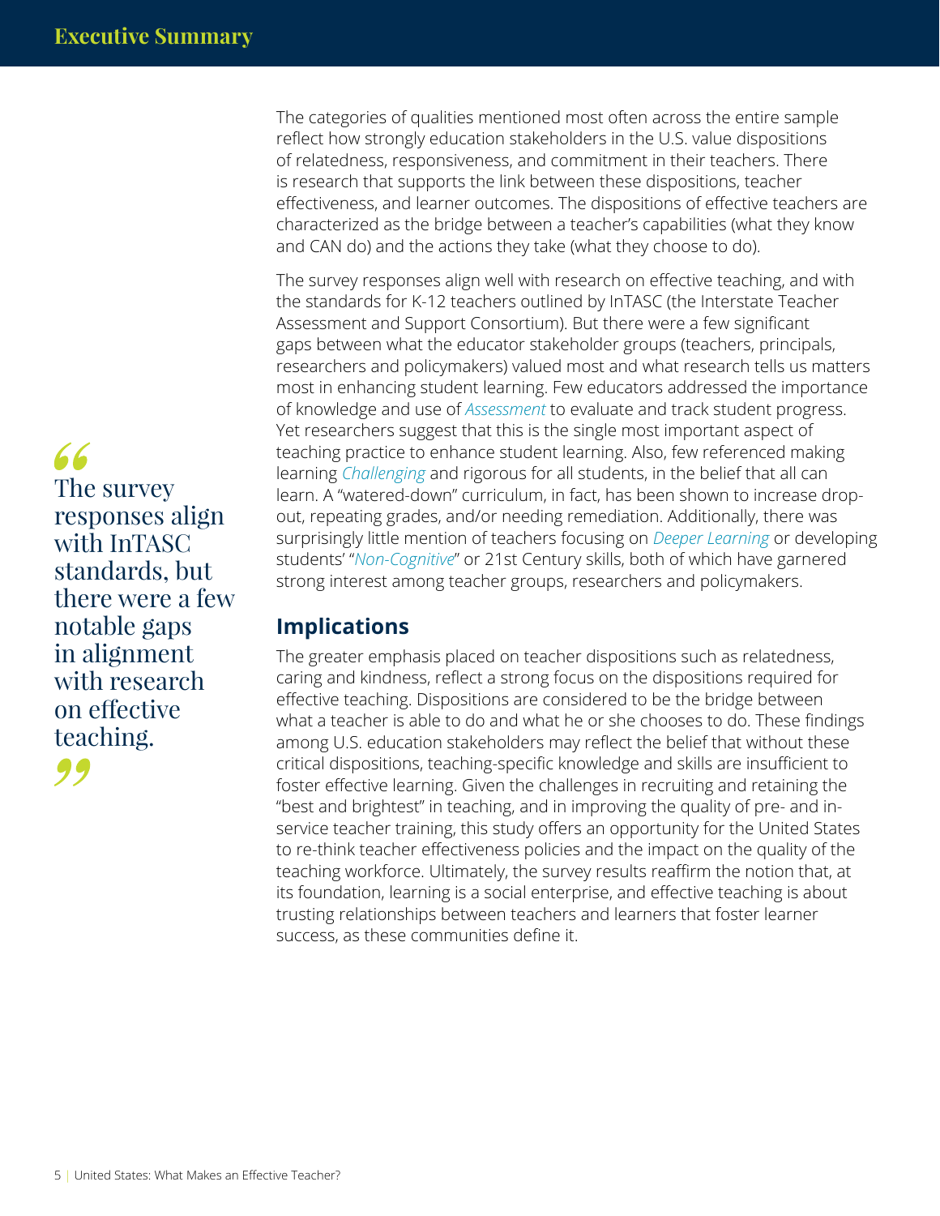The categories of qualities mentioned most often across the entire sample reflect how strongly education stakeholders in the U.S. value dispositions of relatedness, responsiveness, and commitment in their teachers. There is research that supports the link between these dispositions, teacher effectiveness, and learner outcomes. The dispositions of effective teachers are characterized as the bridge between a teacher's capabilities (what they know and CAN do) and the actions they take (what they choose to do).

The survey responses align well with research on effective teaching, and with the standards for K-12 teachers outlined by InTASC (the Interstate Teacher Assessment and Support Consortium). But there were a few significant gaps between what the educator stakeholder groups (teachers, principals, researchers and policymakers) valued most and what research tells us matters most in enhancing student learning. Few educators addressed the importance of knowledge and use of *Assessment* to evaluate and track student progress. Yet researchers suggest that this is the single most important aspect of teaching practice to enhance student learning. Also, few referenced making learning *Challenging* and rigorous for all students, in the belief that all can learn. A "watered-down" curriculum, in fact, has been shown to increase drop-out, repeating grades, and/or needing remediation. Additionally, there was surprisingly little mention of teachers focusing on *Deeper Learning* or developing students' "*Non-Cognitive*" or 21st Century skills, both of which have garnered strong interest among teacher groups, researchers and policymakers.

> "The survey responses align with InTASC standards, but there were a few notable gaps in alignment with research on effective teaching."

## Implications

The greater emphasis placed on teacher dispositions such as relatedness, caring and kindness, reflect a strong focus on the dispositions required for effective teaching. Dispositions are considered to be the bridge between what a teacher is able to do and what he or she chooses to do. These findings among U.S. education stakeholders may reflect the belief that without these critical dispositions, teaching-specific knowledge and skills are insufficient to foster effective learning. Given the challenges in recruiting and retaining the "best and brightest" in teaching, and in improving the quality of pre- and in-service teacher training, this study offers an opportunity for the United States to re-think teacher effectiveness policies and the impact on the quality of the teaching workforce. Ultimately, the survey results reaffirm the notion that, at its foundation, learning is a social enterprise, and effective teaching is about trusting relationships between teachers and learners that foster learner success, as these communities define it.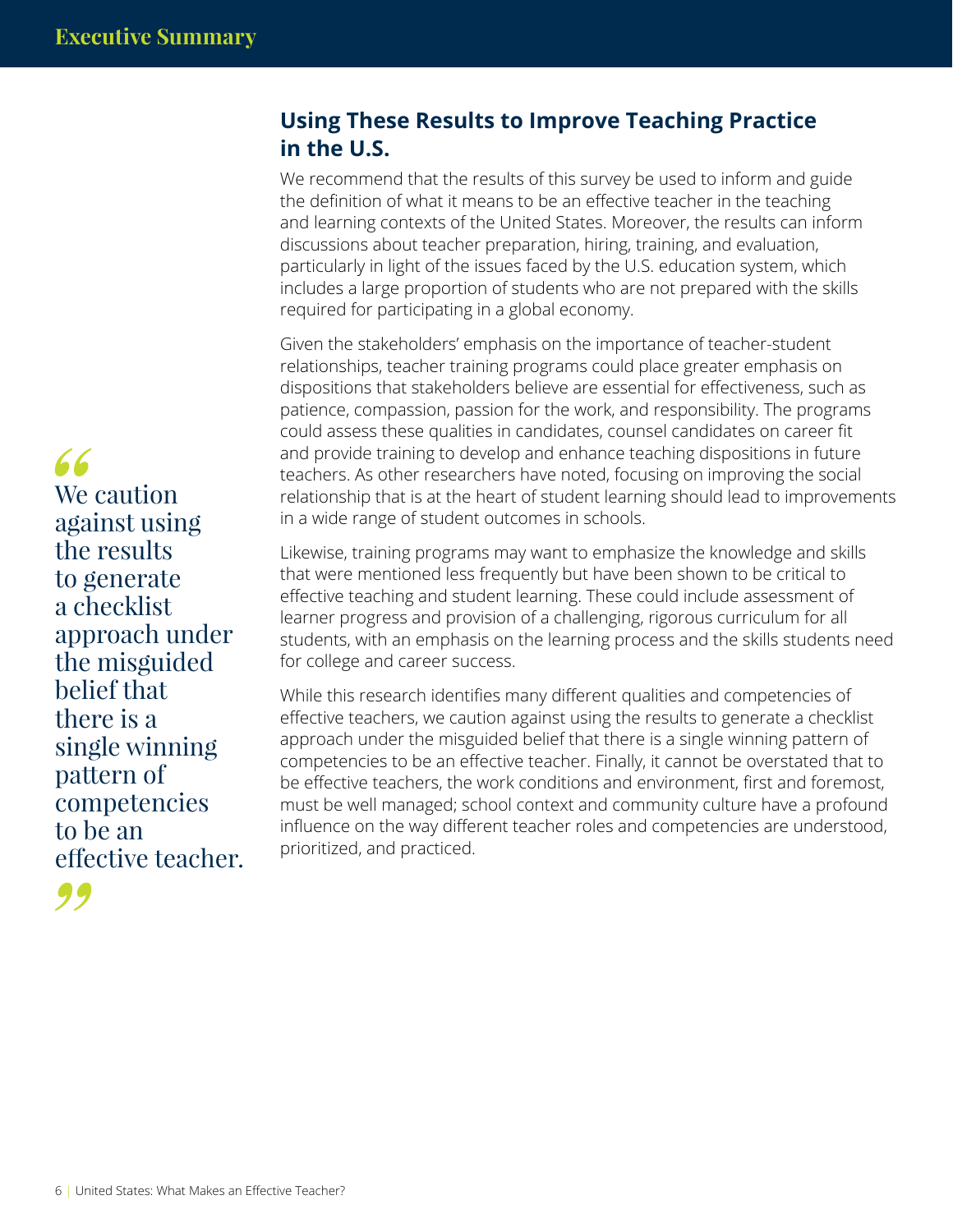## Using These Results to Improve Teaching Practice in the U.S.

We recommend that the results of this survey be used to inform and guide the definition of what it means to be an effective teacher in the teaching and learning contexts of the United States. Moreover, the results can inform discussions about teacher preparation, hiring, training, and evaluation, particularly in light of the issues faced by the U.S. education system, which includes a large proportion of students who are not prepared with the skills required for participating in a global economy.

Given the stakeholders' emphasis on the importance of teacher-student relationships, teacher training programs could place greater emphasis on dispositions that stakeholders believe are essential for effectiveness, such as patience, compassion, passion for the work, and responsibility. The programs could assess these qualities in candidates, counsel candidates on career fit and provide training to develop and enhance teaching dispositions in future teachers. As other researchers have noted, focusing on improving the social relationship that is at the heart of student learning should lead to improvements in a wide range of student outcomes in schools.

Likewise, training programs may want to emphasize the knowledge and skills that were mentioned less frequently but have been shown to be critical to effective teaching and student learning. These could include assessment of learner progress and provision of a challenging, rigorous curriculum for all students, with an emphasis on the learning process and the skills students need for college and career success.

While this research identifies many different qualities and competencies of effective teachers, we caution against using the results to generate a checklist approach under the misguided belief that there is a single winning pattern of competencies to be an effective teacher. Finally, it cannot be overstated that to be effective teachers, the work conditions and environment, first and foremost, must be well managed; school context and community culture have a profound influence on the way different teacher roles and competencies are understood, prioritized, and practiced.

> "We caution against using the results to generate a checklist approach under the misguided belief that there is a single winning pattern of competencies to be an effective teacher."